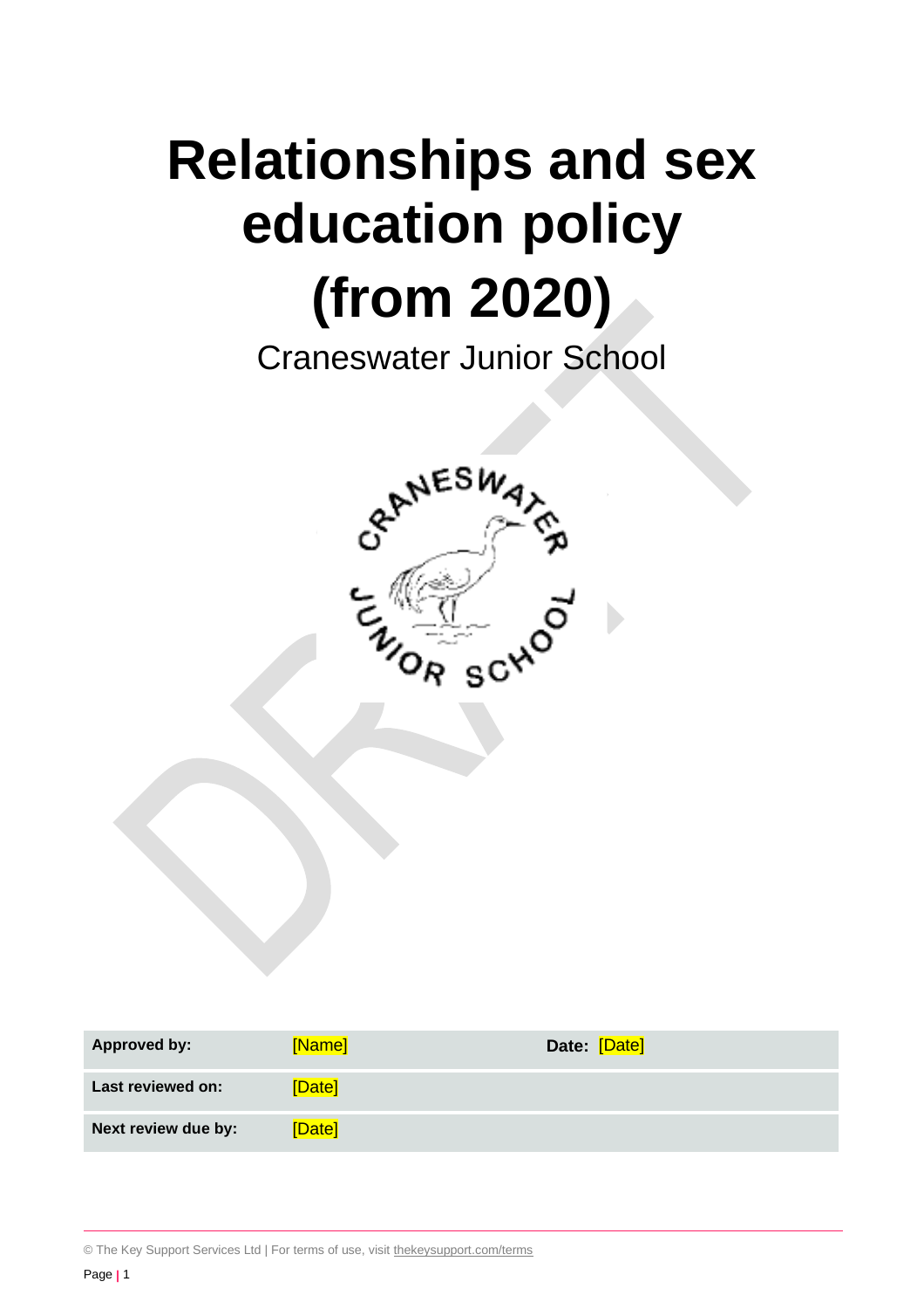# Relationships and sex education policy (from 2020)

Craneswater Junior School

| Approved by: | [Name] | Date: [Date] |
| --- | --- | --- |
| Last reviewed on: | [Date] | |
| Next review due by: | [Date] | |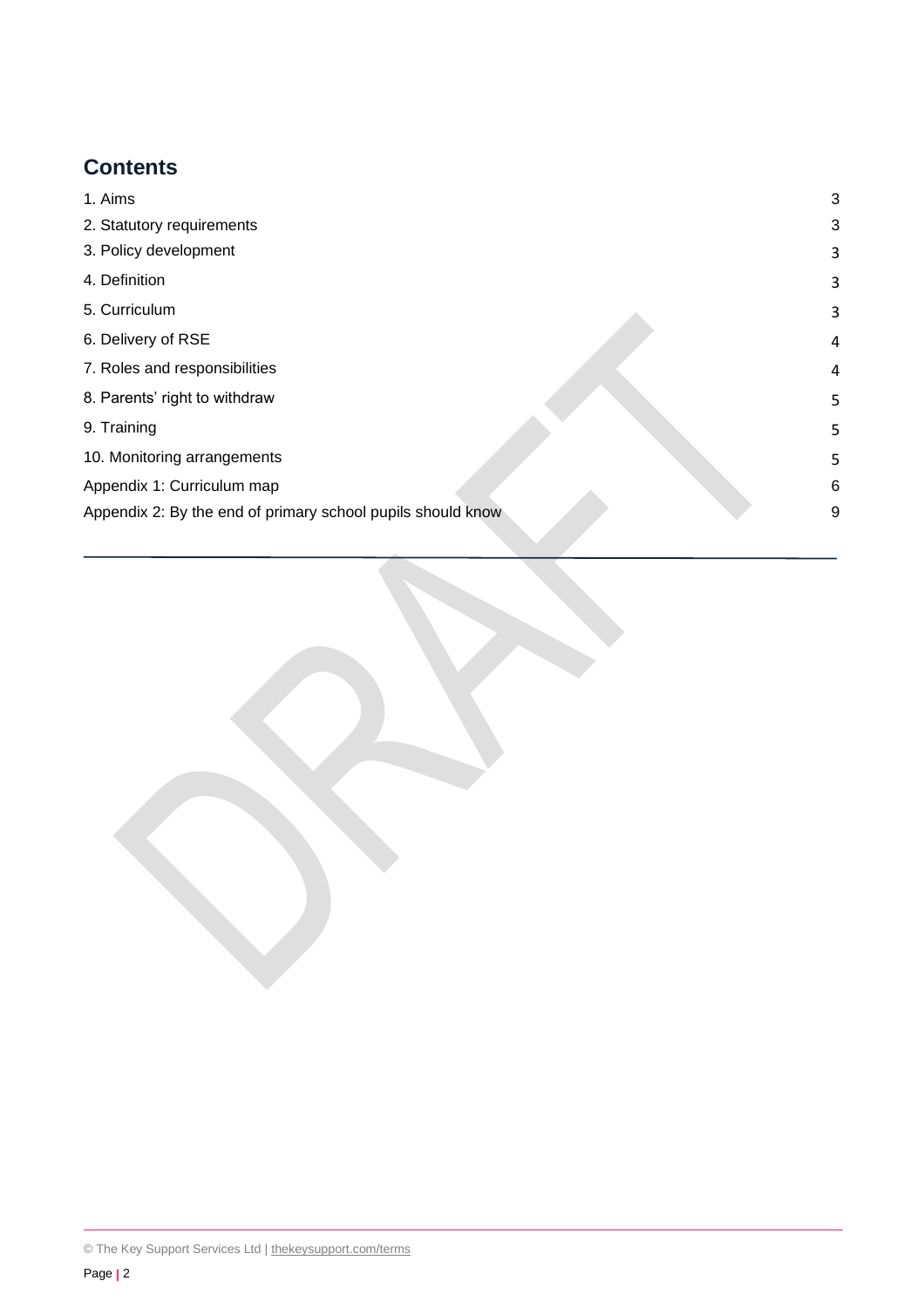## Contents

| | |
|---|---|
| 1. Aims | 3 |
| 2. Statutory requirements | 3 |
| 3. Policy development | 3 |
| 4. Definition | 3 |
| 5. Curriculum | 3 |
| 6. Delivery of RSE | 4 |
| 7. Roles and responsibilities | 4 |
| 8. Parents' right to withdraw | 5 |
| 9. Training | 5 |
| 10. Monitoring arrangements | 5 |
| Appendix 1: Curriculum map | 6 |
| Appendix 2: By the end of primary school pupils should know | 9 |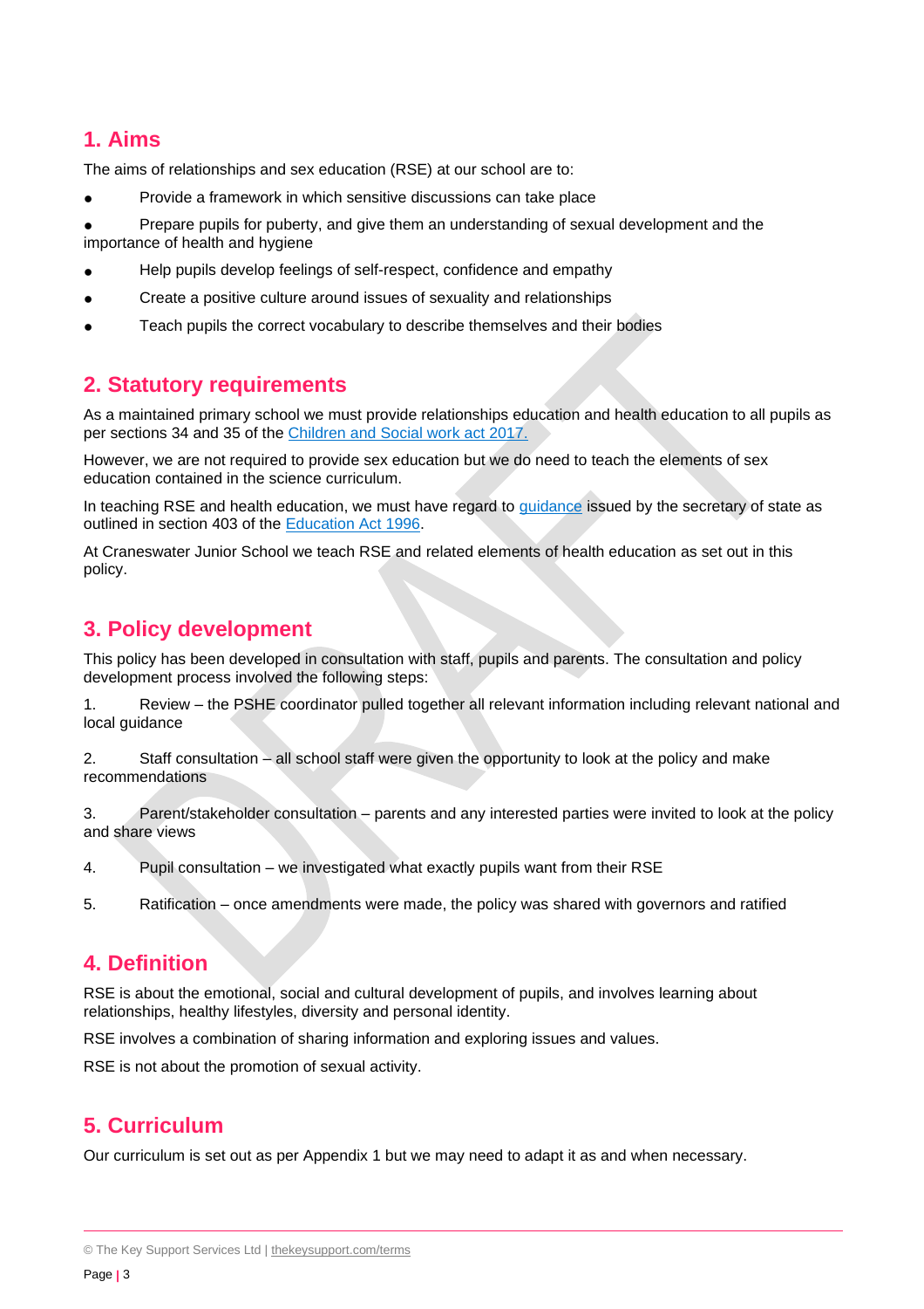## 1. Aims

The aims of relationships and sex education (RSE) at our school are to:

- Provide a framework in which sensitive discussions can take place
- Prepare pupils for puberty, and give them an understanding of sexual development and the importance of health and hygiene
- Help pupils develop feelings of self-respect, confidence and empathy
- Create a positive culture around issues of sexuality and relationships
- Teach pupils the correct vocabulary to describe themselves and their bodies

## 2. Statutory requirements

As a maintained primary school we must provide relationships education and health education to all pupils as per sections 34 and 35 of the Children and Social work act 2017.

However, we are not required to provide sex education but we do need to teach the elements of sex education contained in the science curriculum.

In teaching RSE and health education, we must have regard to guidance issued by the secretary of state as outlined in section 403 of the Education Act 1996.

At Craneswater Junior School we teach RSE and related elements of health education as set out in this policy.

## 3. Policy development

This policy has been developed in consultation with staff, pupils and parents. The consultation and policy development process involved the following steps:

1. Review – the PSHE coordinator pulled together all relevant information including relevant national and local guidance
2. Staff consultation – all school staff were given the opportunity to look at the policy and make recommendations
3. Parent/stakeholder consultation – parents and any interested parties were invited to look at the policy and share views
4. Pupil consultation – we investigated what exactly pupils want from their RSE
5. Ratification – once amendments were made, the policy was shared with governors and ratified

## 4. Definition

RSE is about the emotional, social and cultural development of pupils, and involves learning about relationships, healthy lifestyles, diversity and personal identity.

RSE involves a combination of sharing information and exploring issues and values.

RSE is not about the promotion of sexual activity.

## 5. Curriculum

Our curriculum is set out as per Appendix 1 but we may need to adapt it as and when necessary.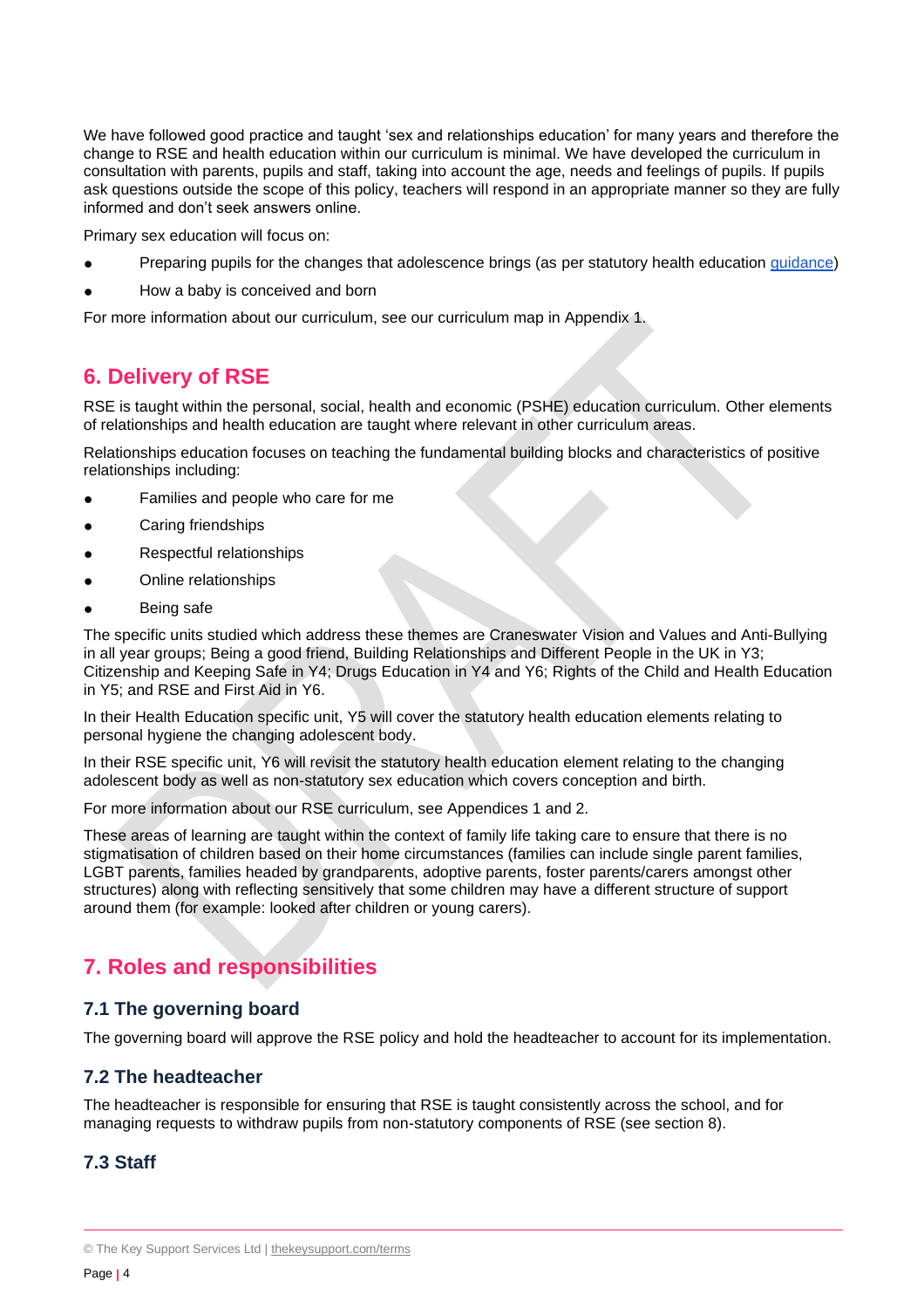We have followed good practice and taught 'sex and relationships education' for many years and therefore the change to RSE and health education within our curriculum is minimal. We have developed the curriculum in consultation with parents, pupils and staff, taking into account the age, needs and feelings of pupils. If pupils ask questions outside the scope of this policy, teachers will respond in an appropriate manner so they are fully informed and don't seek answers online.

Primary sex education will focus on:

- Preparing pupils for the changes that adolescence brings (as per statutory health education guidance)
- How a baby is conceived and born

For more information about our curriculum, see our curriculum map in Appendix 1.

## 6. Delivery of RSE

RSE is taught within the personal, social, health and economic (PSHE) education curriculum. Other elements of relationships and health education are taught where relevant in other curriculum areas.

Relationships education focuses on teaching the fundamental building blocks and characteristics of positive relationships including:

- Families and people who care for me
- Caring friendships
- Respectful relationships
- Online relationships
- Being safe

The specific units studied which address these themes are Craneswater Vision and Values and Anti-Bullying in all year groups; Being a good friend, Building Relationships and Different People in the UK in Y3; Citizenship and Keeping Safe in Y4; Drugs Education in Y4 and Y6; Rights of the Child and Health Education in Y5; and RSE and First Aid in Y6.

In their Health Education specific unit, Y5 will cover the statutory health education elements relating to personal hygiene the changing adolescent body.

In their RSE specific unit, Y6 will revisit the statutory health education element relating to the changing adolescent body as well as non-statutory sex education which covers conception and birth.

For more information about our RSE curriculum, see Appendices 1 and 2.

These areas of learning are taught within the context of family life taking care to ensure that there is no stigmatisation of children based on their home circumstances (families can include single parent families, LGBT parents, families headed by grandparents, adoptive parents, foster parents/carers amongst other structures) along with reflecting sensitively that some children may have a different structure of support around them (for example: looked after children or young carers).

## 7. Roles and responsibilities

### 7.1 The governing board

The governing board will approve the RSE policy and hold the headteacher to account for its implementation.

### 7.2 The headteacher

The headteacher is responsible for ensuring that RSE is taught consistently across the school, and for managing requests to withdraw pupils from non-statutory components of RSE (see section 8).

### 7.3 Staff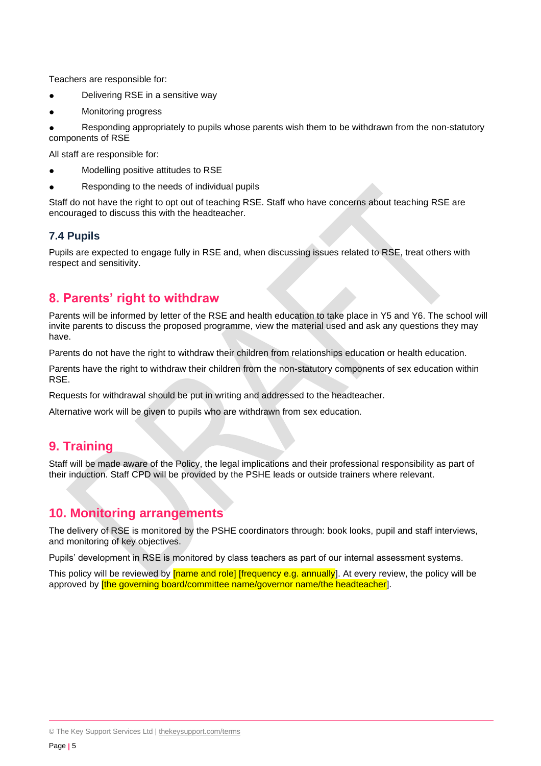Teachers are responsible for:

- Delivering RSE in a sensitive way
- Monitoring progress
- Responding appropriately to pupils whose parents wish them to be withdrawn from the non-statutory components of RSE

All staff are responsible for:

- Modelling positive attitudes to RSE
- Responding to the needs of individual pupils

Staff do not have the right to opt out of teaching RSE. Staff who have concerns about teaching RSE are encouraged to discuss this with the headteacher.

### 7.4 Pupils

Pupils are expected to engage fully in RSE and, when discussing issues related to RSE, treat others with respect and sensitivity.

## 8. Parents' right to withdraw

Parents will be informed by letter of the RSE and health education to take place in Y5 and Y6. The school will invite parents to discuss the proposed programme, view the material used and ask any questions they may have.

Parents do not have the right to withdraw their children from relationships education or health education.

Parents have the right to withdraw their children from the non-statutory components of sex education within RSE.

Requests for withdrawal should be put in writing and addressed to the headteacher.

Alternative work will be given to pupils who are withdrawn from sex education.

## 9. Training

Staff will be made aware of the Policy, the legal implications and their professional responsibility as part of their induction. Staff CPD will be provided by the PSHE leads or outside trainers where relevant.

## 10. Monitoring arrangements

The delivery of RSE is monitored by the PSHE coordinators through: book looks, pupil and staff interviews, and monitoring of key objectives.

Pupils' development in RSE is monitored by class teachers as part of our internal assessment systems.

This policy will be reviewed by [name and role] [frequency e.g. annually]. At every review, the policy will be approved by [the governing board/committee name/governor name/the headteacher].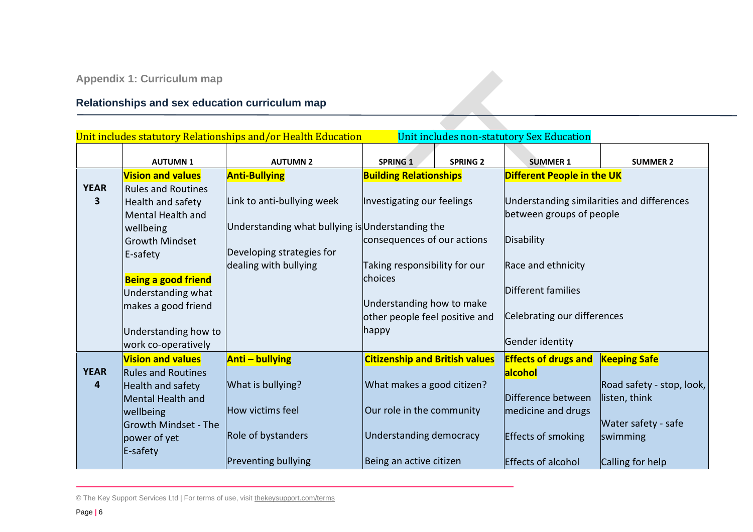Appendix 1: Curriculum map

## Relationships and sex education curriculum map

Unit includes statutory Relationships and/or Health Education    Unit includes non-statutory Sex Education

| | AUTUMN 1 | AUTUMN 2 | SPRING 1 | SPRING 2 | SUMMER 1 | SUMMER 2 |
|---|---|---|---|---|---|---|
| YEAR 3 | **Vision and values**<br>Rules and Routines<br>Health and safety<br>Mental Health and wellbeing<br>Growth Mindset<br>E-safety<br><br>**Being a good friend**<br>Understanding what makes a good friend<br><br>Understanding how to work co-operatively | **Anti-Bullying**<br><br>Link to anti-bullying week<br><br>Understanding what bullying is<br><br>Developing strategies for dealing with bullying | **Building Relationships**<br><br>Investigating our feelings<br><br>Understanding the consequences of our actions<br><br>Taking responsibility for our choices<br><br>Understanding how to make other people feel positive and happy | | **Different People in the UK**<br><br>Understanding similarities and differences between groups of people<br><br>Disability<br><br>Race and ethnicity<br><br>Different families<br><br>Celebrating our differences<br><br>Gender identity | |
| YEAR 4 | **Vision and values**<br>Rules and Routines<br>Health and safety<br>Mental Health and wellbeing<br>Growth Mindset - The power of yet<br>E-safety | **Anti – bullying**<br><br>What is bullying?<br><br>How victims feel<br><br>Role of bystanders<br><br>Preventing bullying | **Citizenship and British values**<br><br>What makes a good citizen?<br><br>Our role in the community<br><br>Understanding democracy<br><br>Being an active citizen | | **Effects of drugs and alcohol**<br><br>Difference between medicine and drugs<br><br>Effects of smoking<br><br>Effects of alcohol | **Keeping Safe**<br><br>Road safety - stop, look, listen, think<br><br>Water safety - safe swimming<br><br>Calling for help |

© The Key Support Services Ltd | For terms of use, visit thekeysupport.com/terms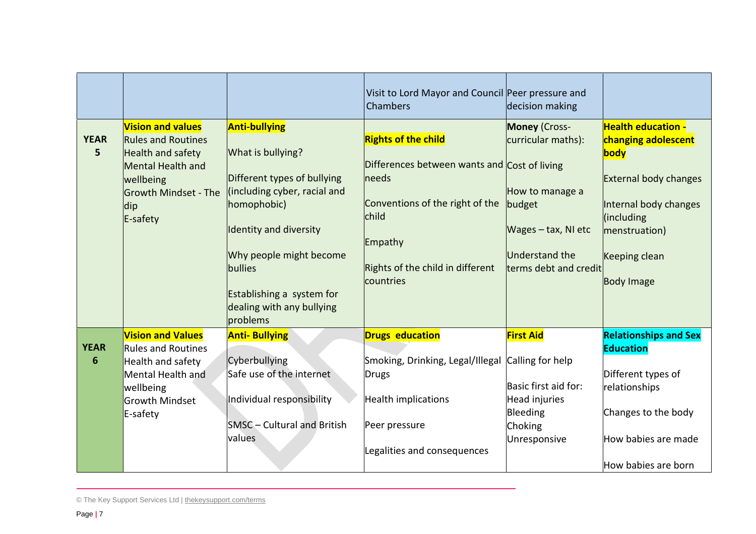| | | | | | |
|---|---|---|---|---|---|
| | | | Visit to Lord Mayor and Council Chambers | Peer pressure and decision making | |
| **YEAR 5** | **Vision and values**<br>Rules and Routines<br>Health and safety<br>Mental Health and wellbeing<br>Growth Mindset - The dip<br>E-safety | **Anti-bullying**<br><br>What is bullying?<br><br>Different types of bullying (including cyber, racial and homophobic)<br><br>Identity and diversity<br><br>Why people might become bullies<br><br>Establishing a system for dealing with any bullying problems | **Rights of the child**<br><br>Differences between wants and needs<br><br>Conventions of the right of the child<br><br>Empathy<br><br>Rights of the child in different countries | **Money** (Cross-curricular maths):<br><br>Cost of living<br><br>How to manage a budget<br><br>Wages – tax, NI etc<br><br>Understand the terms debt and credit | **Health education - changing adolescent body**<br><br>External body changes<br><br>Internal body changes (including menstruation)<br><br>Keeping clean<br><br>Body Image |
| **YEAR 6** | **Vision and Values**<br>Rules and Routines<br>Health and safety<br>Mental Health and wellbeing<br>Growth Mindset<br>E-safety | **Anti- Bullying**<br><br>Cyberbullying<br>Safe use of the internet<br><br>Individual responsibility<br><br>SMSC – Cultural and British values | **Drugs education**<br><br>Smoking, Drinking, Legal/Illegal Drugs<br><br>Health implications<br><br>Peer pressure<br><br>Legalities and consequences | **First Aid**<br><br>Calling for help<br><br>Basic first aid for:<br>Head injuries<br>Bleeding<br>Choking<br>Unresponsive | **Relationships and Sex Education**<br><br>Different types of relationships<br><br>Changes to the body<br><br>How babies are made<br><br>How babies are born |

© The Key Support Services Ltd | thekeysupport.com/terms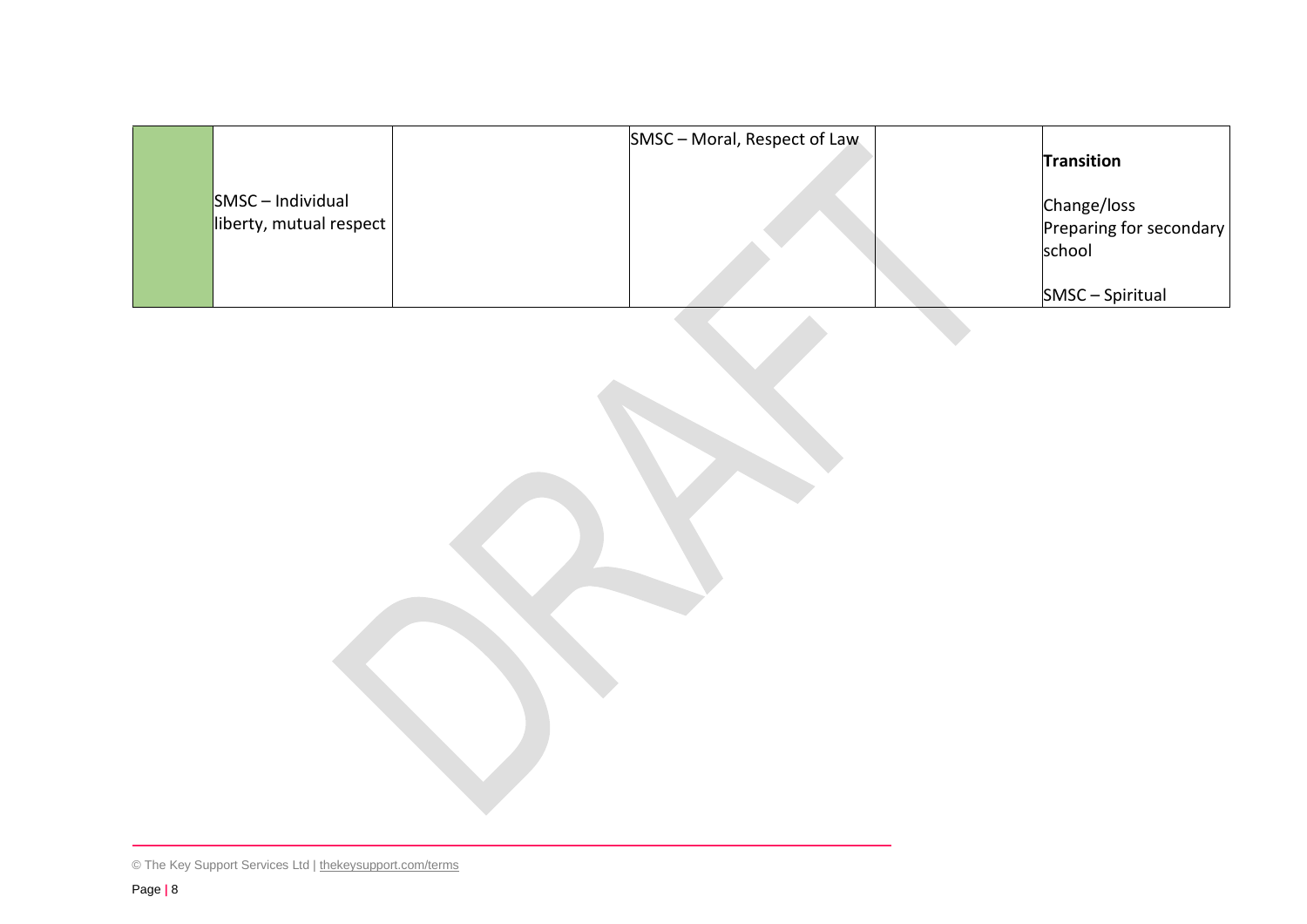| | | | | | |
|---|---|---|---|---|---|
| | SMSC – Individual liberty, mutual respect | | SMSC – Moral, Respect of Law | | **Transition**<br><br>Change/loss<br>Preparing for secondary school<br><br>SMSC – Spiritual |

© The Key Support Services Ltd | thekeysupport.com/terms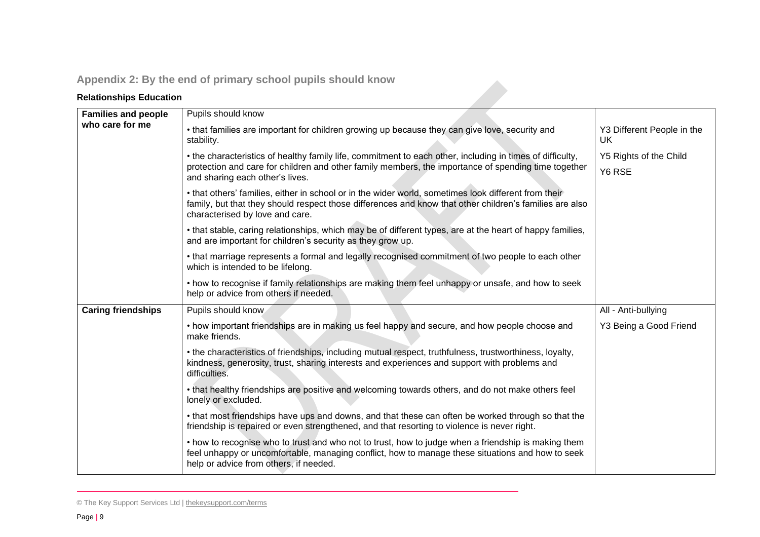## Appendix 2: By the end of primary school pupils should know

### Relationships Education

| | | |
|---|---|---|
| **Families and people who care for me** | Pupils should know | |
| | • that families are important for children growing up because they can give love, security and stability. | Y3 Different People in the UK |
| | • the characteristics of healthy family life, commitment to each other, including in times of difficulty, protection and care for children and other family members, the importance of spending time together and sharing each other's lives. | Y5 Rights of the Child<br>Y6 RSE |
| | • that others' families, either in school or in the wider world, sometimes look different from their family, but that they should respect those differences and know that other children's families are also characterised by love and care. | |
| | • that stable, caring relationships, which may be of different types, are at the heart of happy families, and are important for children's security as they grow up. | |
| | • that marriage represents a formal and legally recognised commitment of two people to each other which is intended to be lifelong. | |
| | • how to recognise if family relationships are making them feel unhappy or unsafe, and how to seek help or advice from others if needed. | |
| **Caring friendships** | Pupils should know | All - Anti-bullying |
| | • how important friendships are in making us feel happy and secure, and how people choose and make friends. | Y3 Being a Good Friend |
| | • the characteristics of friendships, including mutual respect, truthfulness, trustworthiness, loyalty, kindness, generosity, trust, sharing interests and experiences and support with problems and difficulties. | |
| | • that healthy friendships are positive and welcoming towards others, and do not make others feel lonely or excluded. | |
| | • that most friendships have ups and downs, and that these can often be worked through so that the friendship is repaired or even strengthened, and that resorting to violence is never right. | |
| | • how to recognise who to trust and who not to trust, how to judge when a friendship is making them feel unhappy or uncomfortable, managing conflict, how to manage these situations and how to seek help or advice from others, if needed. | |

© The Key Support Services Ltd | thekeysupport.com/terms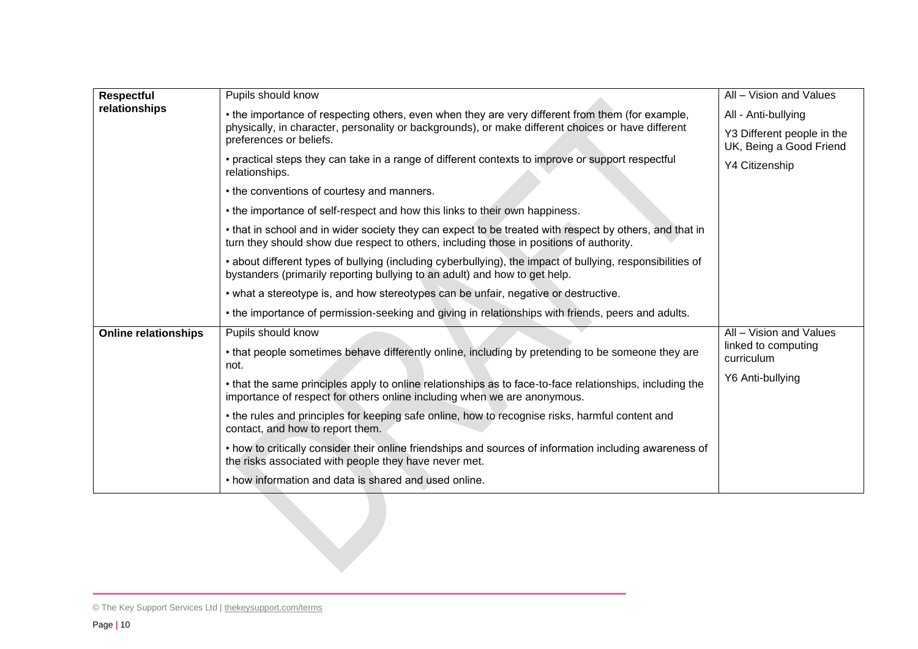| Respectful relationships | Pupils should know<br>• the importance of respecting others, even when they are very different from them (for example, physically, in character, personality or backgrounds), or make different choices or have different preferences or beliefs.<br>• practical steps they can take in a range of different contexts to improve or support respectful relationships.<br>• the conventions of courtesy and manners.<br>• the importance of self-respect and how this links to their own happiness.<br>• that in school and in wider society they can expect to be treated with respect by others, and that in turn they should show due respect to others, including those in positions of authority.<br>• about different types of bullying (including cyberbullying), the impact of bullying, responsibilities of bystanders (primarily reporting bullying to an adult) and how to get help.<br>• what a stereotype is, and how stereotypes can be unfair, negative or destructive.<br>• the importance of permission-seeking and giving in relationships with friends, peers and adults. | All – Vision and Values<br>All - Anti-bullying<br>Y3 Different people in the UK, Being a Good Friend<br>Y4 Citizenship |
|---|---|---|
| **Online relationships** | Pupils should know<br>• that people sometimes behave differently online, including by pretending to be someone they are not.<br>• that the same principles apply to online relationships as to face-to-face relationships, including the importance of respect for others online including when we are anonymous.<br>• the rules and principles for keeping safe online, how to recognise risks, harmful content and contact, and how to report them.<br>• how to critically consider their online friendships and sources of information including awareness of the risks associated with people they have never met.<br>• how information and data is shared and used online. | All – Vision and Values linked to computing curriculum<br>Y6 Anti-bullying |

© The Key Support Services Ltd | thekeysupport.com/terms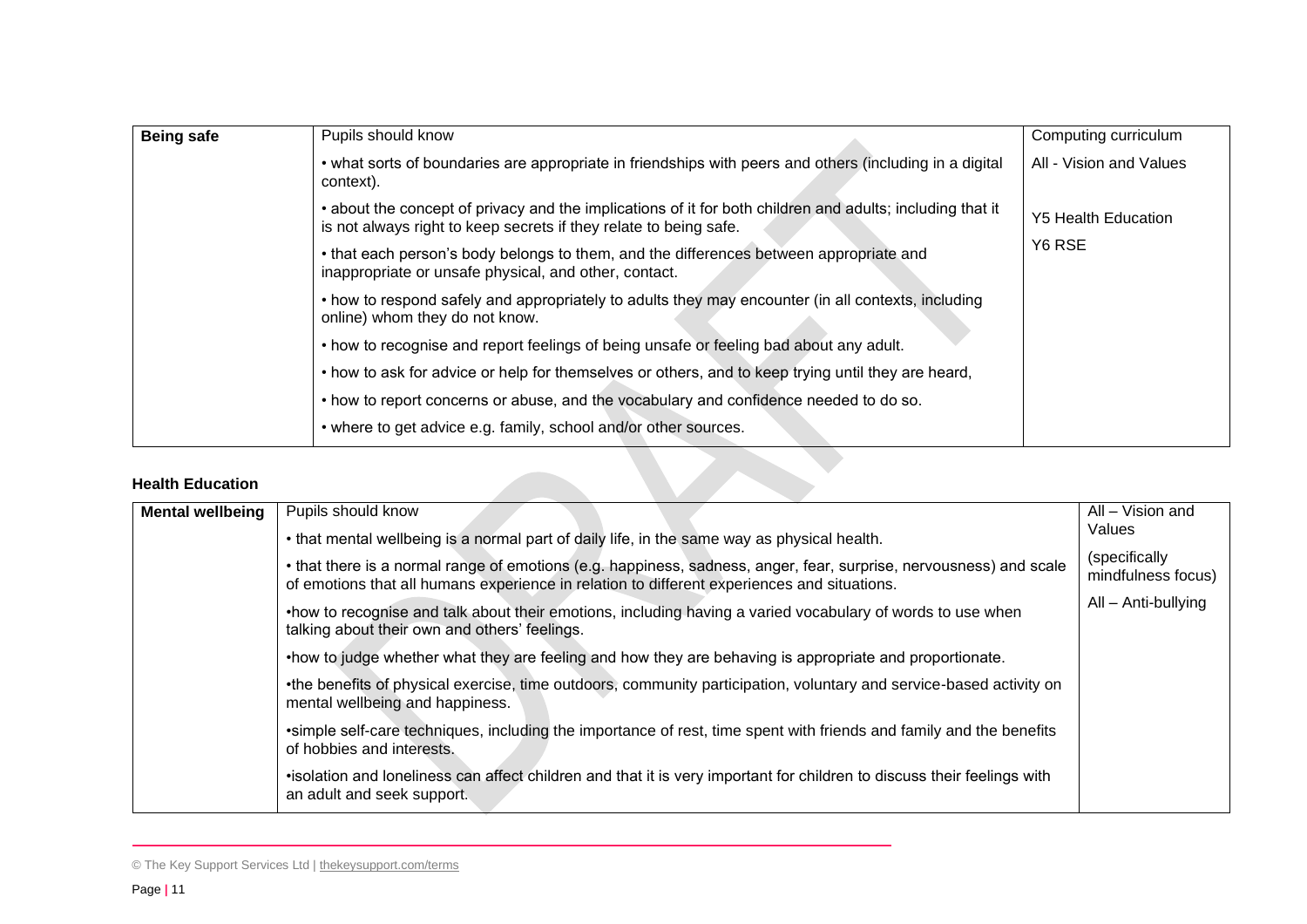| Being safe | Pupils should know | Computing curriculum |
|---|---|---|
| | • what sorts of boundaries are appropriate in friendships with peers and others (including in a digital context). | All - Vision and Values |
| | • about the concept of privacy and the implications of it for both children and adults; including that it is not always right to keep secrets if they relate to being safe. | Y5 Health Education |
| | • that each person's body belongs to them, and the differences between appropriate and inappropriate or unsafe physical, and other, contact. | Y6 RSE |
| | • how to respond safely and appropriately to adults they may encounter (in all contexts, including online) whom they do not know. | |
| | • how to recognise and report feelings of being unsafe or feeling bad about any adult. | |
| | • how to ask for advice or help for themselves or others, and to keep trying until they are heard, | |
| | • how to report concerns or abuse, and the vocabulary and confidence needed to do so. | |
| | • where to get advice e.g. family, school and/or other sources. | |

**Health Education**

| Mental wellbeing | Pupils should know | All – Vision and Values |
|---|---|---|
| | • that mental wellbeing is a normal part of daily life, in the same way as physical health. | (specifically mindfulness focus) |
| | • that there is a normal range of emotions (e.g. happiness, sadness, anger, fear, surprise, nervousness) and scale of emotions that all humans experience in relation to different experiences and situations. | All – Anti-bullying |
| | •how to recognise and talk about their emotions, including having a varied vocabulary of words to use when talking about their own and others' feelings. | |
| | •how to judge whether what they are feeling and how they are behaving is appropriate and proportionate. | |
| | •the benefits of physical exercise, time outdoors, community participation, voluntary and service-based activity on mental wellbeing and happiness. | |
| | •simple self-care techniques, including the importance of rest, time spent with friends and family and the benefits of hobbies and interests. | |
| | •isolation and loneliness can affect children and that it is very important for children to discuss their feelings with an adult and seek support. | |

© The Key Support Services Ltd | thekeysupport.com/terms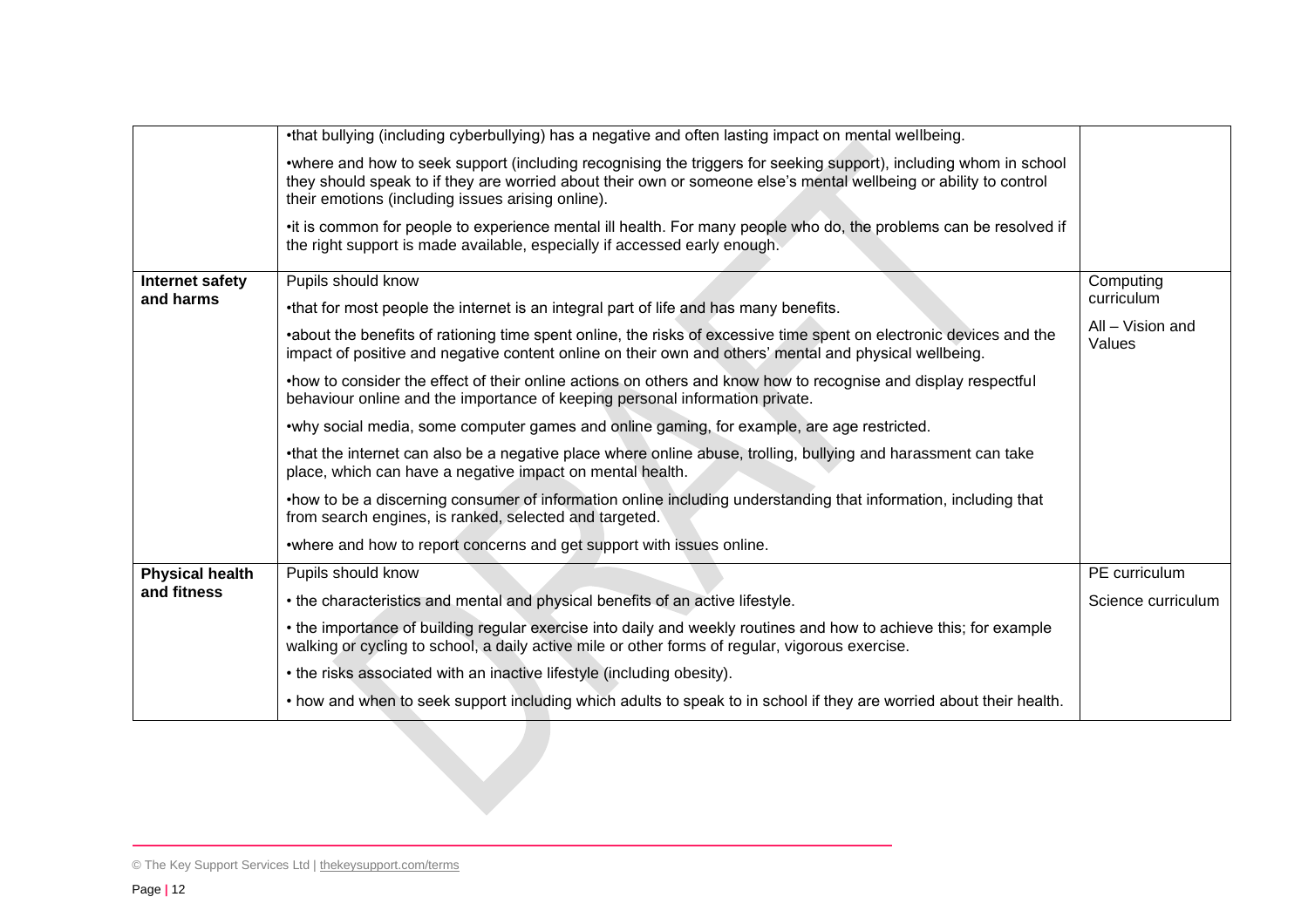|  |  |  |
|---|---|---|
|  | •that bullying (including cyberbullying) has a negative and often lasting impact on mental wellbeing.<br><br>•where and how to seek support (including recognising the triggers for seeking support), including whom in school they should speak to if they are worried about their own or someone else's mental wellbeing or ability to control their emotions (including issues arising online).<br><br>•it is common for people to experience mental ill health. For many people who do, the problems can be resolved if the right support is made available, especially if accessed early enough. |  |
| **Internet safety and harms** | Pupils should know<br><br>•that for most people the internet is an integral part of life and has many benefits.<br><br>•about the benefits of rationing time spent online, the risks of excessive time spent on electronic devices and the impact of positive and negative content online on their own and others' mental and physical wellbeing.<br><br>•how to consider the effect of their online actions on others and know how to recognise and display respectful behaviour online and the importance of keeping personal information private.<br><br>•why social media, some computer games and online gaming, for example, are age restricted.<br><br>•that the internet can also be a negative place where online abuse, trolling, bullying and harassment can take place, which can have a negative impact on mental health.<br><br>•how to be a discerning consumer of information online including understanding that information, including that from search engines, is ranked, selected and targeted.<br><br>•where and how to report concerns and get support with issues online. | Computing curriculum<br><br>All – Vision and Values |
| **Physical health and fitness** | Pupils should know<br><br>• the characteristics and mental and physical benefits of an active lifestyle.<br><br>• the importance of building regular exercise into daily and weekly routines and how to achieve this; for example walking or cycling to school, a daily active mile or other forms of regular, vigorous exercise.<br><br>• the risks associated with an inactive lifestyle (including obesity).<br><br>• how and when to seek support including which adults to speak to in school if they are worried about their health. | PE curriculum<br><br>Science curriculum |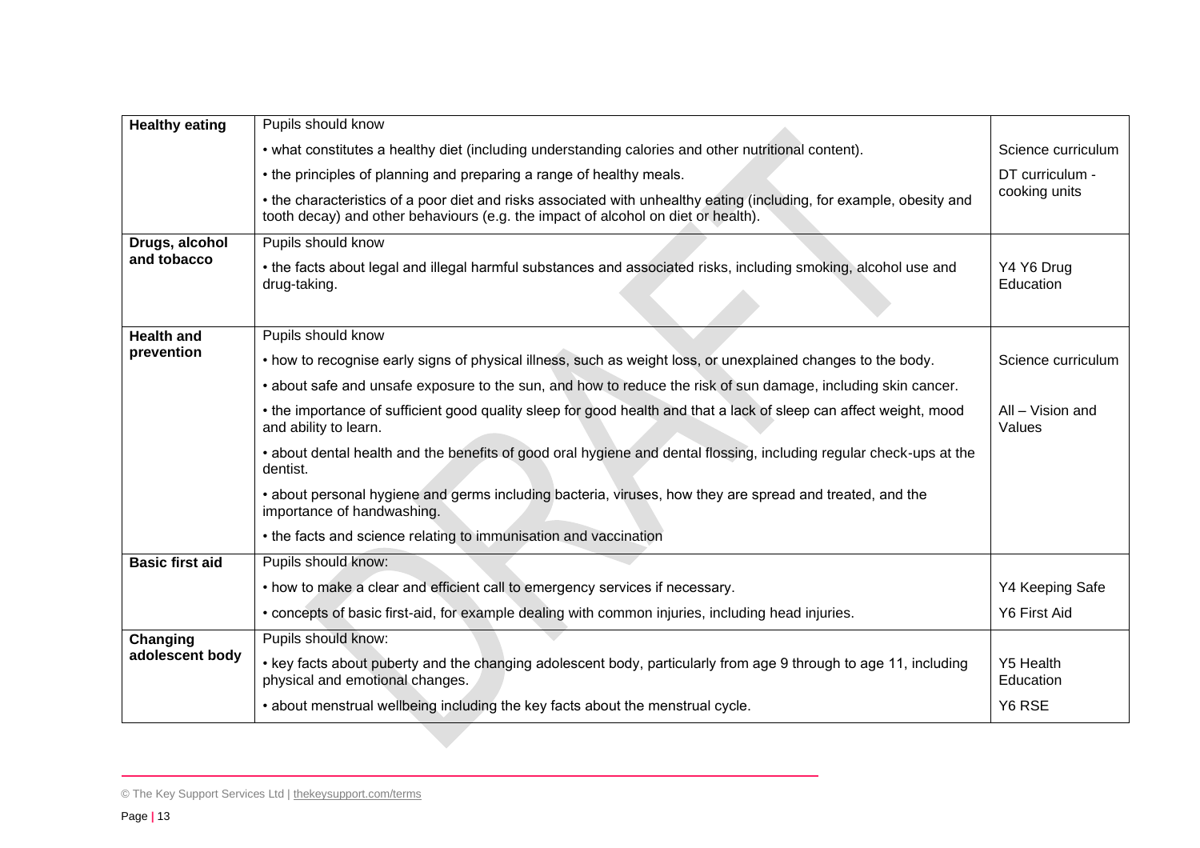| | | |
|---|---|---|
| **Healthy eating** | Pupils should know | |
| | • what constitutes a healthy diet (including understanding calories and other nutritional content). | Science curriculum |
| | • the principles of planning and preparing a range of healthy meals. | DT curriculum - cooking units |
| | • the characteristics of a poor diet and risks associated with unhealthy eating (including, for example, obesity and tooth decay) and other behaviours (e.g. the impact of alcohol on diet or health). | |
| **Drugs, alcohol and tobacco** | Pupils should know | |
| | • the facts about legal and illegal harmful substances and associated risks, including smoking, alcohol use and drug-taking. | Y4 Y6 Drug Education |
| **Health and prevention** | Pupils should know | |
| | • how to recognise early signs of physical illness, such as weight loss, or unexplained changes to the body. | Science curriculum |
| | • about safe and unsafe exposure to the sun, and how to reduce the risk of sun damage, including skin cancer. | |
| | • the importance of sufficient good quality sleep for good health and that a lack of sleep can affect weight, mood and ability to learn. | All – Vision and Values |
| | • about dental health and the benefits of good oral hygiene and dental flossing, including regular check-ups at the dentist. | |
| | • about personal hygiene and germs including bacteria, viruses, how they are spread and treated, and the importance of handwashing. | |
| | • the facts and science relating to immunisation and vaccination | |
| **Basic first aid** | Pupils should know: | |
| | • how to make a clear and efficient call to emergency services if necessary. | Y4 Keeping Safe |
| | • concepts of basic first-aid, for example dealing with common injuries, including head injuries. | Y6 First Aid |
| **Changing adolescent body** | Pupils should know: | |
| | • key facts about puberty and the changing adolescent body, particularly from age 9 through to age 11, including physical and emotional changes. | Y5 Health Education |
| | • about menstrual wellbeing including the key facts about the menstrual cycle. | Y6 RSE |

© The Key Support Services Ltd | thekeysupport.com/terms